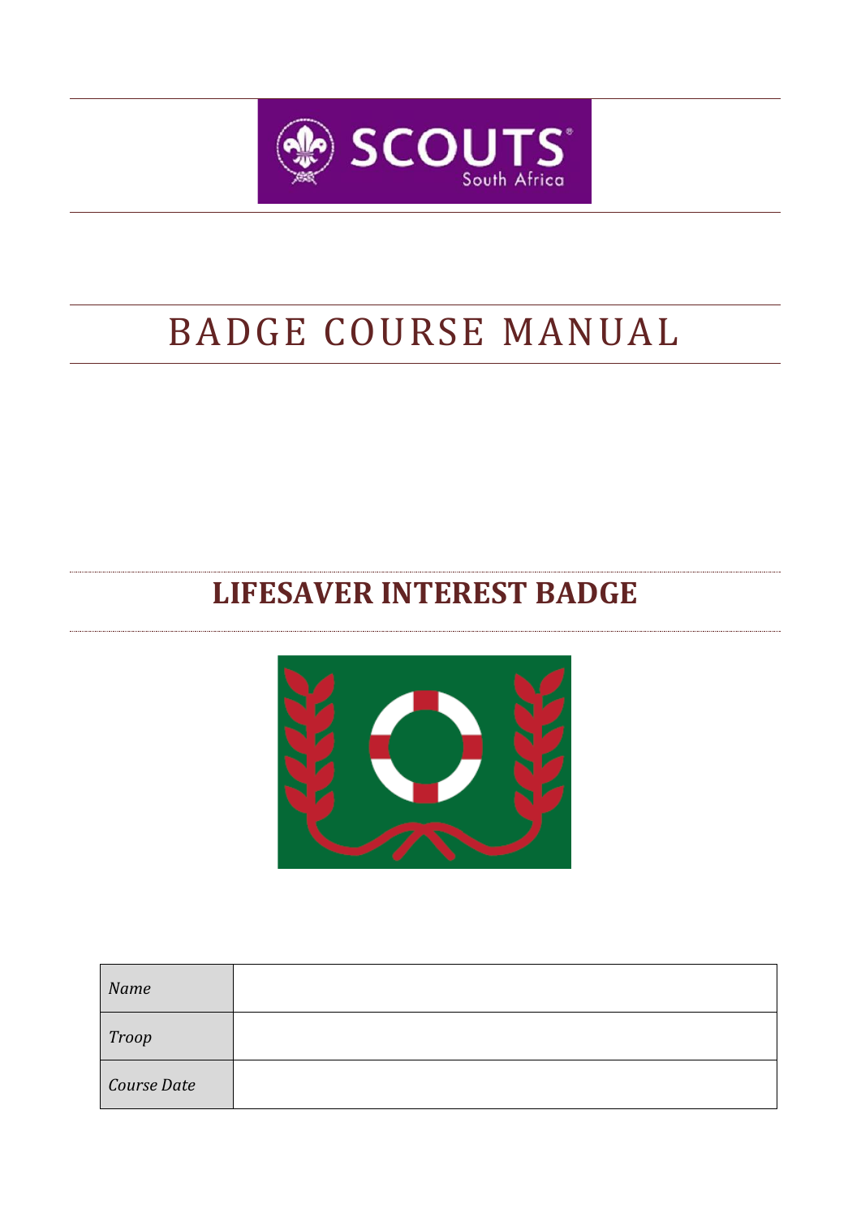# BADGE COURSE MANUAL

## LIFESAVER INTEREST BADGE

| | |
|---|---|
| *Name* | |
| *Troop* | |
| *Course Date* | |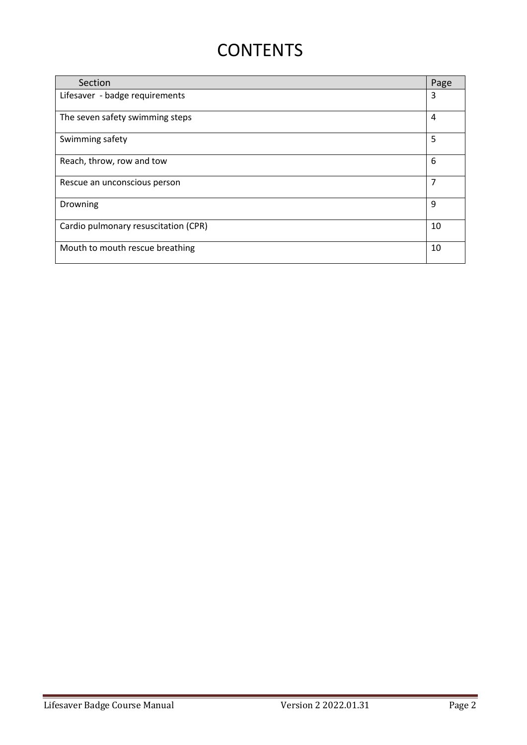# CONTENTS

| Section | Page |
|---|---|
| Lifesaver - badge requirements | 3 |
| The seven safety swimming steps | 4 |
| Swimming safety | 5 |
| Reach, throw, row and tow | 6 |
| Rescue an unconscious person | 7 |
| Drowning | 9 |
| Cardio pulmonary resuscitation (CPR) | 10 |
| Mouth to mouth rescue breathing | 10 |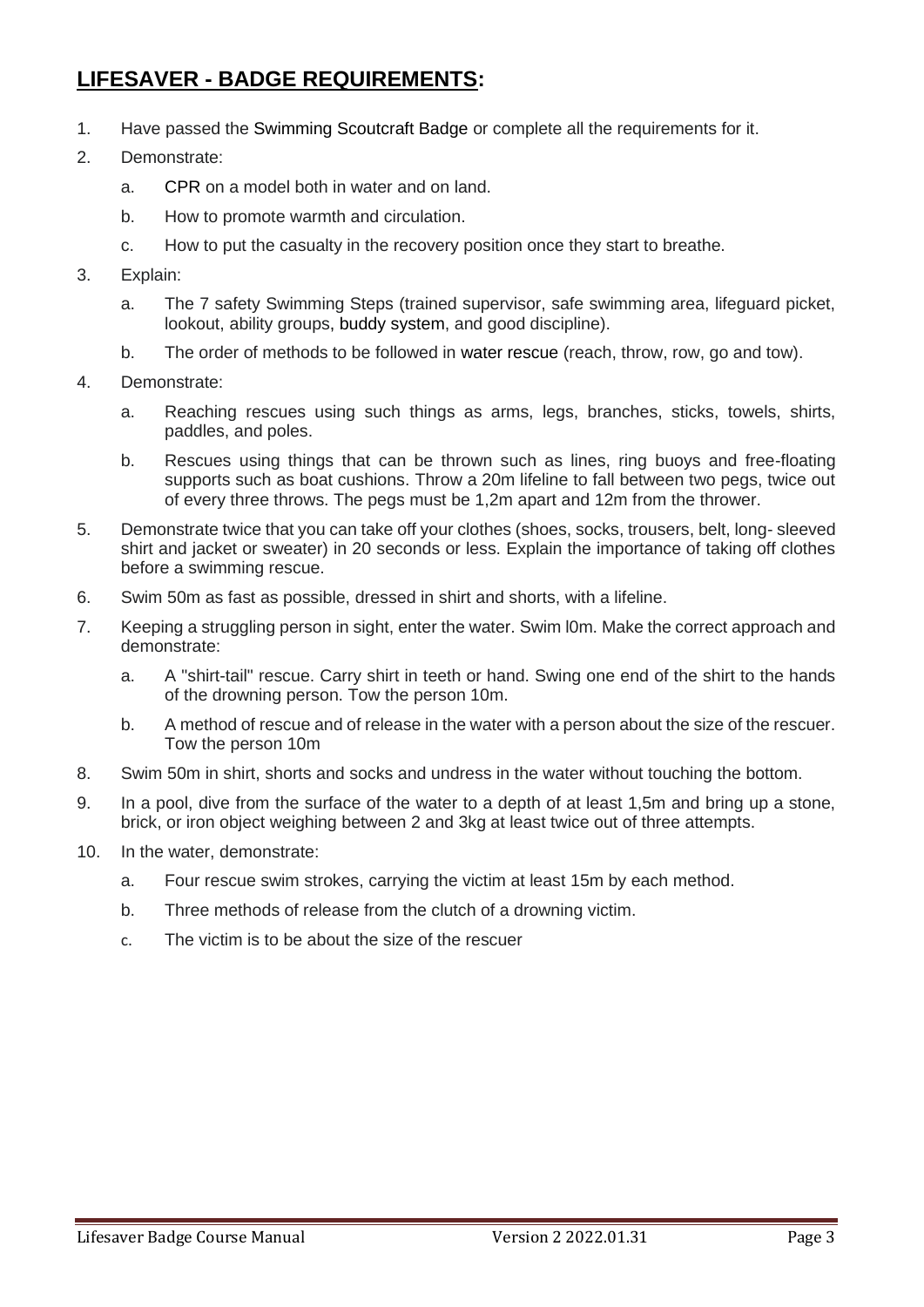## **LIFESAVER - BADGE REQUIREMENTS:**

1. Have passed the Swimming Scoutcraft Badge or complete all the requirements for it.
2. Demonstrate:
   a. CPR on a model both in water and on land.
   b. How to promote warmth and circulation.
   c. How to put the casualty in the recovery position once they start to breathe.
3. Explain:
   a. The 7 safety Swimming Steps (trained supervisor, safe swimming area, lifeguard picket, lookout, ability groups, buddy system, and good discipline).
   b. The order of methods to be followed in water rescue (reach, throw, row, go and tow).
4. Demonstrate:
   a. Reaching rescues using such things as arms, legs, branches, sticks, towels, shirts, paddles, and poles.
   b. Rescues using things that can be thrown such as lines, ring buoys and free-floating supports such as boat cushions. Throw a 20m lifeline to fall between two pegs, twice out of every three throws. The pegs must be 1,2m apart and 12m from the thrower.
5. Demonstrate twice that you can take off your clothes (shoes, socks, trousers, belt, long- sleeved shirt and jacket or sweater) in 20 seconds or less. Explain the importance of taking off clothes before a swimming rescue.
6. Swim 50m as fast as possible, dressed in shirt and shorts, with a lifeline.
7. Keeping a struggling person in sight, enter the water. Swim l0m. Make the correct approach and demonstrate:
   a. A "shirt-tail" rescue. Carry shirt in teeth or hand. Swing one end of the shirt to the hands of the drowning person. Tow the person 10m.
   b. A method of rescue and of release in the water with a person about the size of the rescuer. Tow the person 10m
8. Swim 50m in shirt, shorts and socks and undress in the water without touching the bottom.
9. In a pool, dive from the surface of the water to a depth of at least 1,5m and bring up a stone, brick, or iron object weighing between 2 and 3kg at least twice out of three attempts.
10. In the water, demonstrate:
    a. Four rescue swim strokes, carrying the victim at least 15m by each method.
    b. Three methods of release from the clutch of a drowning victim.
    c. The victim is to be about the size of the rescuer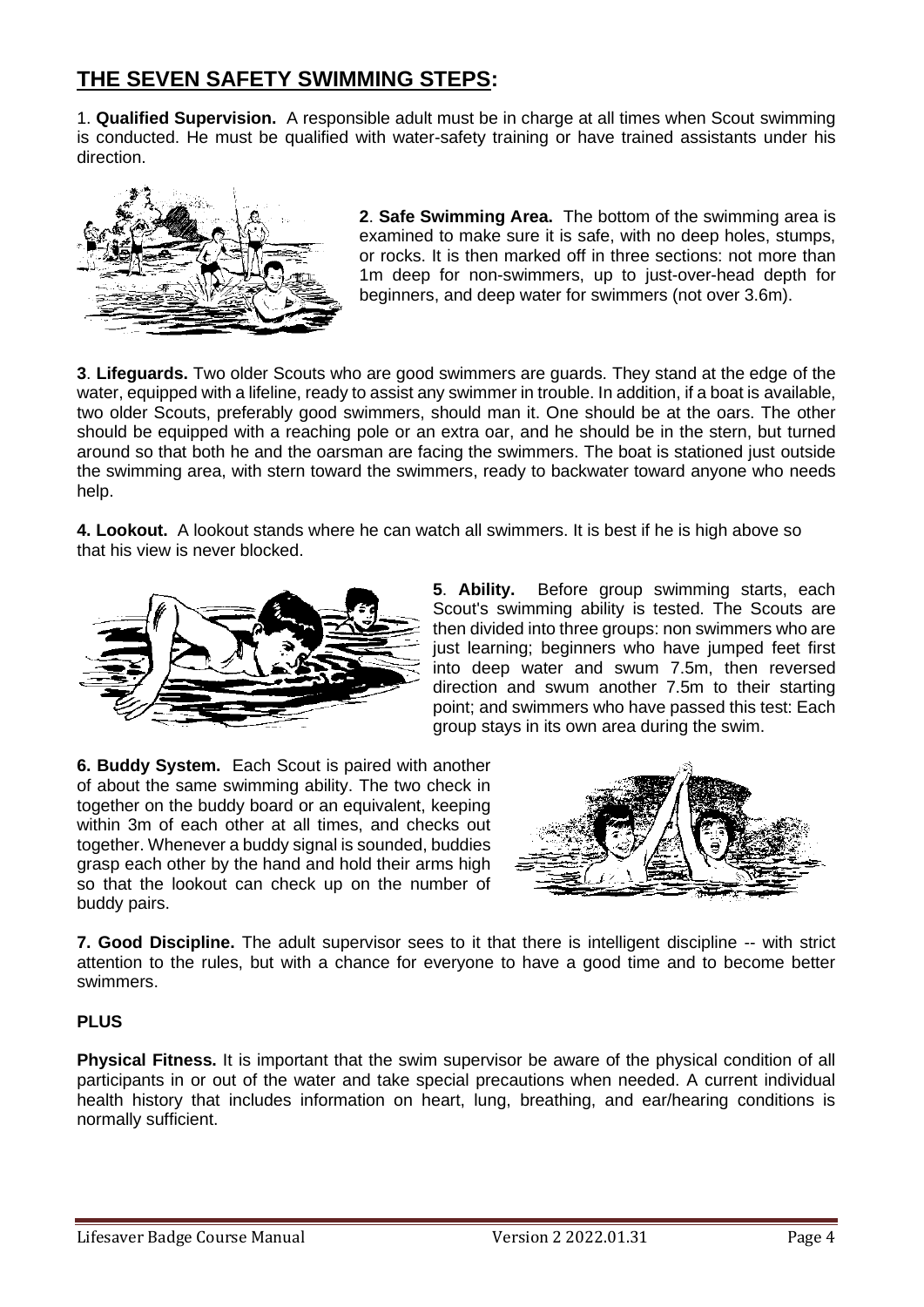## THE SEVEN SAFETY SWIMMING STEPS:

1. **Qualified Supervision.** A responsible adult must be in charge at all times when Scout swimming is conducted. He must be qualified with water-safety training or have trained assistants under his direction.

2. **Safe Swimming Area.** The bottom of the swimming area is examined to make sure it is safe, with no deep holes, stumps, or rocks. It is then marked off in three sections: not more than 1m deep for non-swimmers, up to just-over-head depth for beginners, and deep water for swimmers (not over 3.6m).

3. **Lifeguards.** Two older Scouts who are good swimmers are guards. They stand at the edge of the water, equipped with a lifeline, ready to assist any swimmer in trouble. In addition, if a boat is available, two older Scouts, preferably good swimmers, should man it. One should be at the oars. The other should be equipped with a reaching pole or an extra oar, and he should be in the stern, but turned around so that both he and the oarsman are facing the swimmers. The boat is stationed just outside the swimming area, with stern toward the swimmers, ready to backwater toward anyone who needs help.

4. **Lookout.** A lookout stands where he can watch all swimmers. It is best if he is high above so that his view is never blocked.

5. **Ability.** Before group swimming starts, each Scout's swimming ability is tested. The Scouts are then divided into three groups: non swimmers who are just learning; beginners who have jumped feet first into deep water and swum 7.5m, then reversed direction and swum another 7.5m to their starting point; and swimmers who have passed this test: Each group stays in its own area during the swim.

6. **Buddy System.** Each Scout is paired with another of about the same swimming ability. The two check in together on the buddy board or an equivalent, keeping within 3m of each other at all times, and checks out together. Whenever a buddy signal is sounded, buddies grasp each other by the hand and hold their arms high so that the lookout can check up on the number of buddy pairs.

7. **Good Discipline.** The adult supervisor sees to it that there is intelligent discipline -- with strict attention to the rules, but with a chance for everyone to have a good time and to become better swimmers.

**PLUS**

**Physical Fitness.** It is important that the swim supervisor be aware of the physical condition of all participants in or out of the water and take special precautions when needed. A current individual health history that includes information on heart, lung, breathing, and ear/hearing conditions is normally sufficient.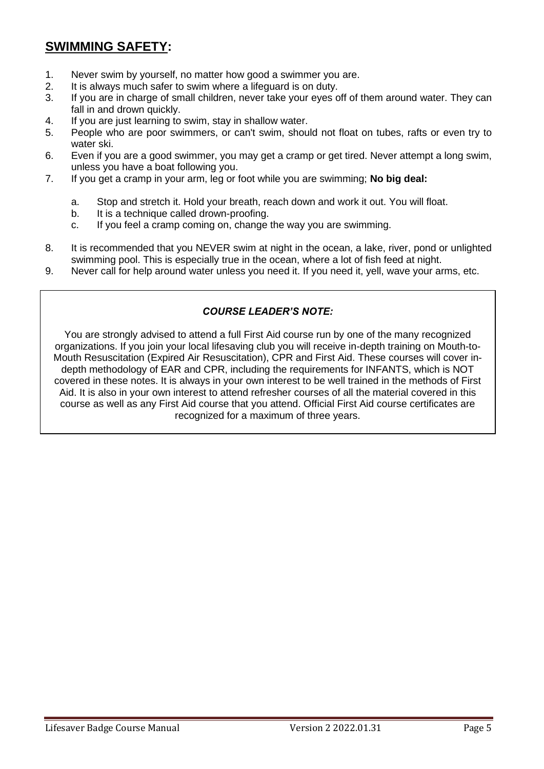## **SWIMMING SAFETY:**

1. Never swim by yourself, no matter how good a swimmer you are.
2. It is always much safer to swim where a lifeguard is on duty.
3. If you are in charge of small children, never take your eyes off of them around water. They can fall in and drown quickly.
4. If you are just learning to swim, stay in shallow water.
5. People who are poor swimmers, or can't swim, should not float on tubes, rafts or even try to water ski.
6. Even if you are a good swimmer, you may get a cramp or get tired. Never attempt a long swim, unless you have a boat following you.
7. If you get a cramp in your arm, leg or foot while you are swimming; **No big deal:**
    a. Stop and stretch it. Hold your breath, reach down and work it out. You will float.
    b. It is a technique called drown-proofing.
    c. If you feel a cramp coming on, change the way you are swimming.
8. It is recommended that you NEVER swim at night in the ocean, a lake, river, pond or unlighted swimming pool. This is especially true in the ocean, where a lot of fish feed at night.
9. Never call for help around water unless you need it. If you need it, yell, wave your arms, etc.

***COURSE LEADER'S NOTE:***

You are strongly advised to attend a full First Aid course run by one of the many recognized organizations. If you join your local lifesaving club you will receive in-depth training on Mouth-to-Mouth Resuscitation (Expired Air Resuscitation), CPR and First Aid. These courses will cover in-depth methodology of EAR and CPR, including the requirements for INFANTS, which is NOT covered in these notes. It is always in your own interest to be well trained in the methods of First Aid. It is also in your own interest to attend refresher courses of all the material covered in this course as well as any First Aid course that you attend. Official First Aid course certificates are recognized for a maximum of three years.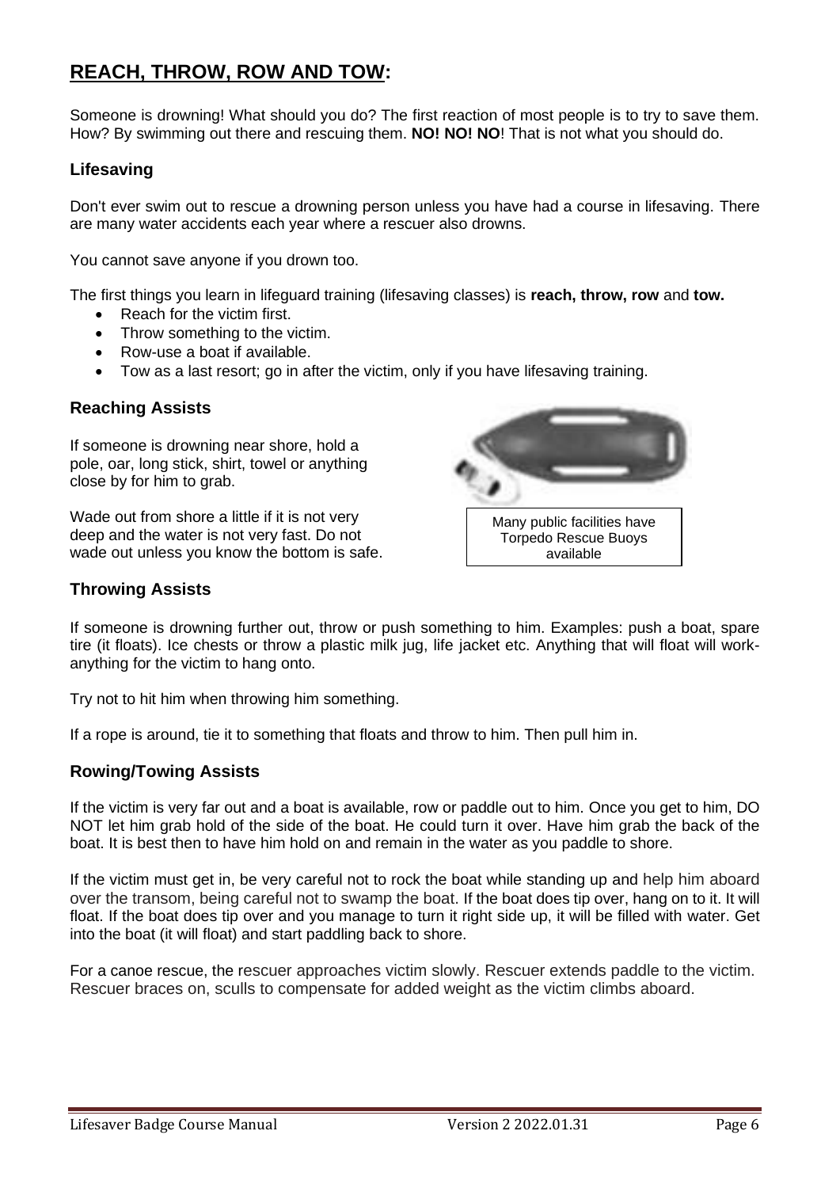## REACH, THROW, ROW AND TOW:

Someone is drowning! What should you do? The first reaction of most people is to try to save them. How? By swimming out there and rescuing them. **NO! NO! NO**! That is not what you should do.

### Lifesaving

Don't ever swim out to rescue a drowning person unless you have had a course in lifesaving. There are many water accidents each year where a rescuer also drowns.

You cannot save anyone if you drown too.

The first things you learn in lifeguard training (lifesaving classes) is **reach, throw, row** and **tow.**

- Reach for the victim first.
- Throw something to the victim.
- Row-use a boat if available.
- Tow as a last resort; go in after the victim, only if you have lifesaving training.

### Reaching Assists

If someone is drowning near shore, hold a pole, oar, long stick, shirt, towel or anything close by for him to grab.

Wade out from shore a little if it is not very deep and the water is not very fast. Do not wade out unless you know the bottom is safe.

Many public facilities have Torpedo Rescue Buoys available

### Throwing Assists

If someone is drowning further out, throw or push something to him. Examples: push a boat, spare tire (it floats). Ice chests or throw a plastic milk jug, life jacket etc. Anything that will float will work-anything for the victim to hang onto.

Try not to hit him when throwing him something.

If a rope is around, tie it to something that floats and throw to him. Then pull him in.

### Rowing/Towing Assists

If the victim is very far out and a boat is available, row or paddle out to him. Once you get to him, DO NOT let him grab hold of the side of the boat. He could turn it over. Have him grab the back of the boat. It is best then to have him hold on and remain in the water as you paddle to shore.

If the victim must get in, be very careful not to rock the boat while standing up and help him aboard over the transom, being careful not to swamp the boat. If the boat does tip over, hang on to it. It will float. If the boat does tip over and you manage to turn it right side up, it will be filled with water. Get into the boat (it will float) and start paddling back to shore.

For a canoe rescue, the rescuer approaches victim slowly. Rescuer extends paddle to the victim. Rescuer braces on, sculls to compensate for added weight as the victim climbs aboard.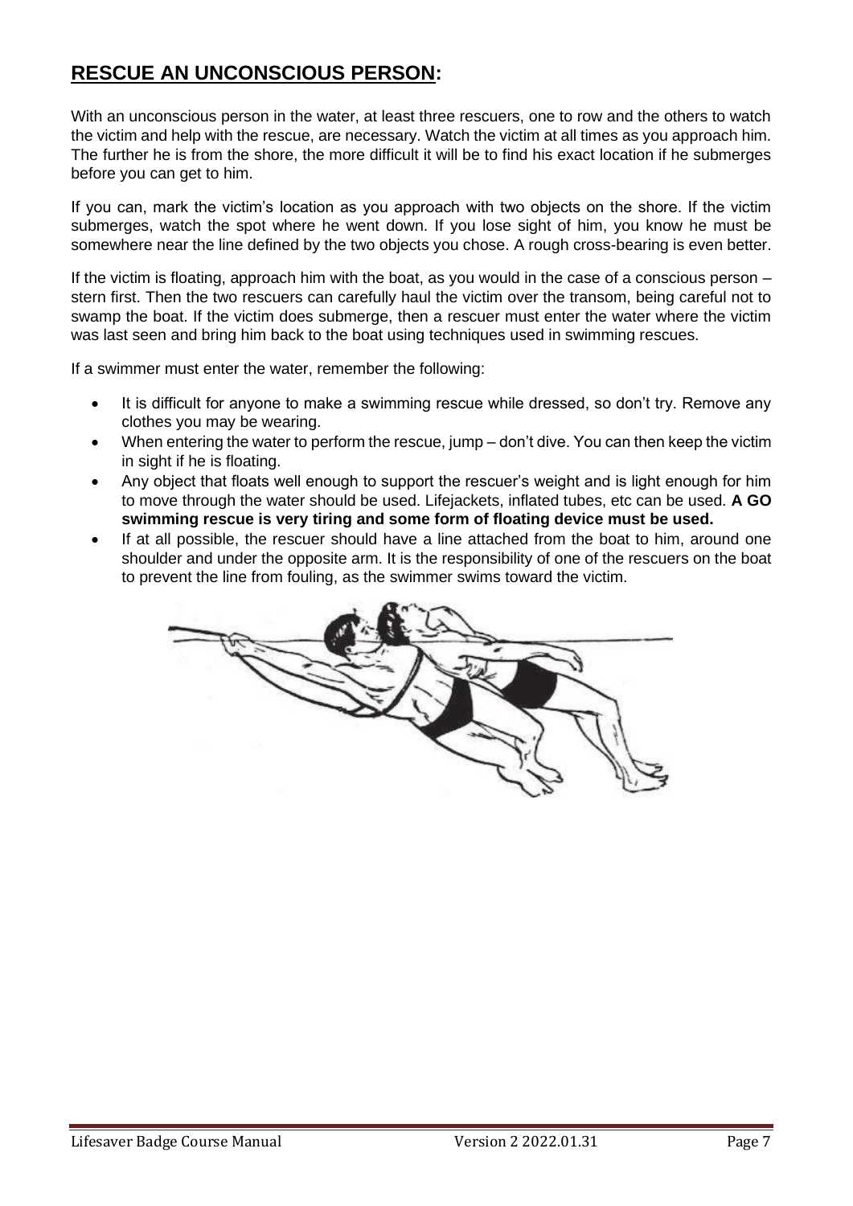## RESCUE AN UNCONSCIOUS PERSON:

With an unconscious person in the water, at least three rescuers, one to row and the others to watch the victim and help with the rescue, are necessary. Watch the victim at all times as you approach him. The further he is from the shore, the more difficult it will be to find his exact location if he submerges before you can get to him.

If you can, mark the victim's location as you approach with two objects on the shore. If the victim submerges, watch the spot where he went down. If you lose sight of him, you know he must be somewhere near the line defined by the two objects you chose. A rough cross-bearing is even better.

If the victim is floating, approach him with the boat, as you would in the case of a conscious person – stern first. Then the two rescuers can carefully haul the victim over the transom, being careful not to swamp the boat. If the victim does submerge, then a rescuer must enter the water where the victim was last seen and bring him back to the boat using techniques used in swimming rescues.

If a swimmer must enter the water, remember the following:

- It is difficult for anyone to make a swimming rescue while dressed, so don't try. Remove any clothes you may be wearing.
- When entering the water to perform the rescue, jump – don't dive. You can then keep the victim in sight if he is floating.
- Any object that floats well enough to support the rescuer's weight and is light enough for him to move through the water should be used. Lifejackets, inflated tubes, etc can be used. **A GO swimming rescue is very tiring and some form of floating device must be used.**
- If at all possible, the rescuer should have a line attached from the boat to him, around one shoulder and under the opposite arm. It is the responsibility of one of the rescuers on the boat to prevent the line from fouling, as the swimmer swims toward the victim.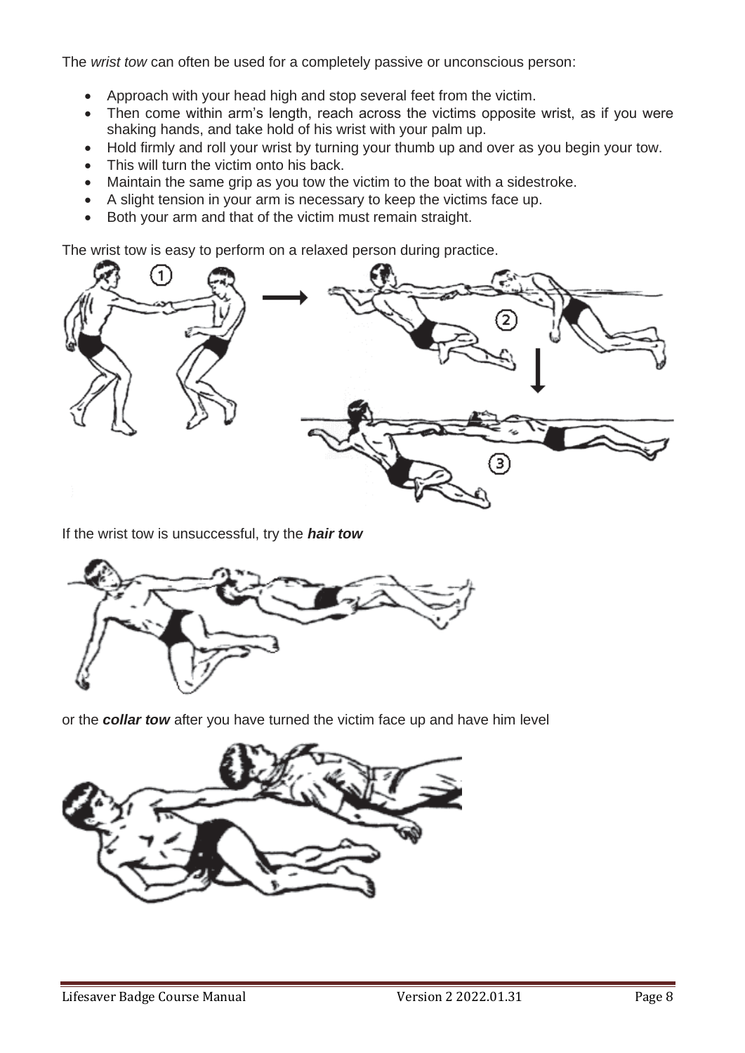The *wrist tow* can often be used for a completely passive or unconscious person:

- Approach with your head high and stop several feet from the victim.
- Then come within arm's length, reach across the victims opposite wrist, as if you were shaking hands, and take hold of his wrist with your palm up.
- Hold firmly and roll your wrist by turning your thumb up and over as you begin your tow.
- This will turn the victim onto his back.
- Maintain the same grip as you tow the victim to the boat with a sidestroke.
- A slight tension in your arm is necessary to keep the victims face up.
- Both your arm and that of the victim must remain straight.

The wrist tow is easy to perform on a relaxed person during practice.

If the wrist tow is unsuccessful, try the ***hair tow***

or the ***collar tow*** after you have turned the victim face up and have him level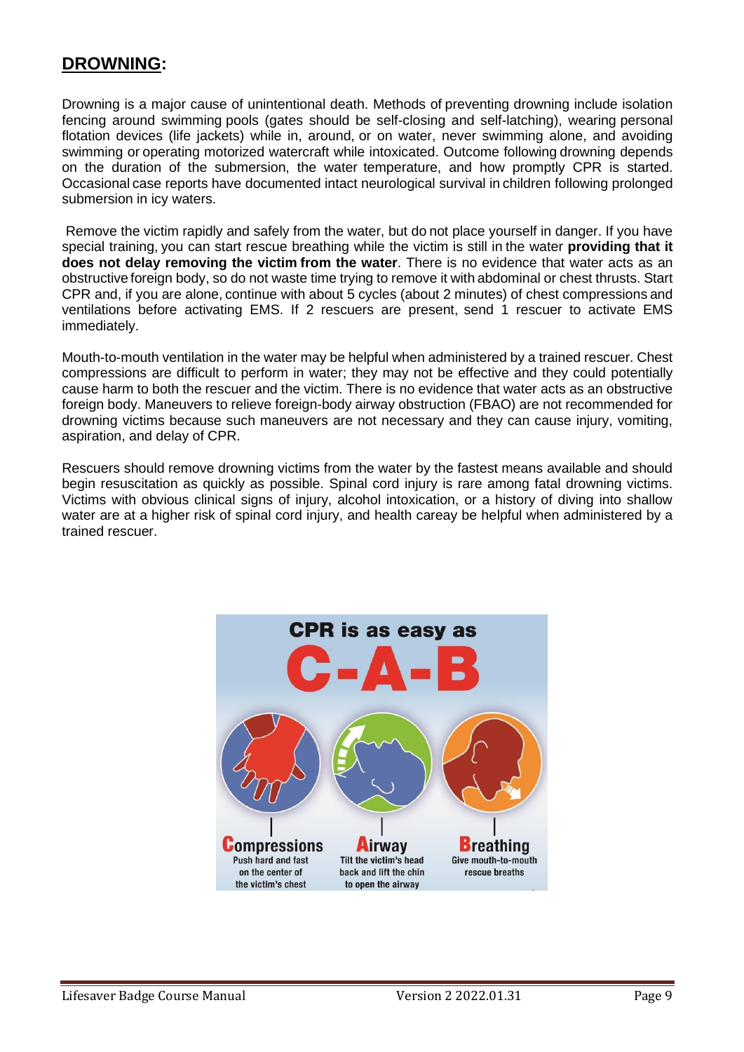## DROWNING:

Drowning is a major cause of unintentional death. Methods of preventing drowning include isolation fencing around swimming pools (gates should be self-closing and self-latching), wearing personal flotation devices (life jackets) while in, around, or on water, never swimming alone, and avoiding swimming or operating motorized watercraft while intoxicated. Outcome following drowning depends on the duration of the submersion, the water temperature, and how promptly CPR is started. Occasional case reports have documented intact neurological survival in children following prolonged submersion in icy waters.

Remove the victim rapidly and safely from the water, but do not place yourself in danger. If you have special training, you can start rescue breathing while the victim is still in the water **providing that it does not delay removing the victim from the water**. There is no evidence that water acts as an obstructive foreign body, so do not waste time trying to remove it with abdominal or chest thrusts. Start CPR and, if you are alone, continue with about 5 cycles (about 2 minutes) of chest compressions and ventilations before activating EMS. If 2 rescuers are present, send 1 rescuer to activate EMS immediately.

Mouth-to-mouth ventilation in the water may be helpful when administered by a trained rescuer. Chest compressions are difficult to perform in water; they may not be effective and they could potentially cause harm to both the rescuer and the victim. There is no evidence that water acts as an obstructive foreign body. Maneuvers to relieve foreign-body airway obstruction (FBAO) are not recommended for drowning victims because such maneuvers are not necessary and they can cause injury, vomiting, aspiration, and delay of CPR.

Rescuers should remove drowning victims from the water by the fastest means available and should begin resuscitation as quickly as possible. Spinal cord injury is rare among fatal drowning victims. Victims with obvious clinical signs of injury, alcohol intoxication, or a history of diving into shallow water are at a higher risk of spinal cord injury, and health careay be helpful when administered by a trained rescuer.

CPR is as easy as

C-A-B

Compressions
Push hard and fast on the center of the victim's chest

Airway
Tilt the victim's head back and lift the chin to open the airway

Breathing
Give mouth-to-mouth rescue breaths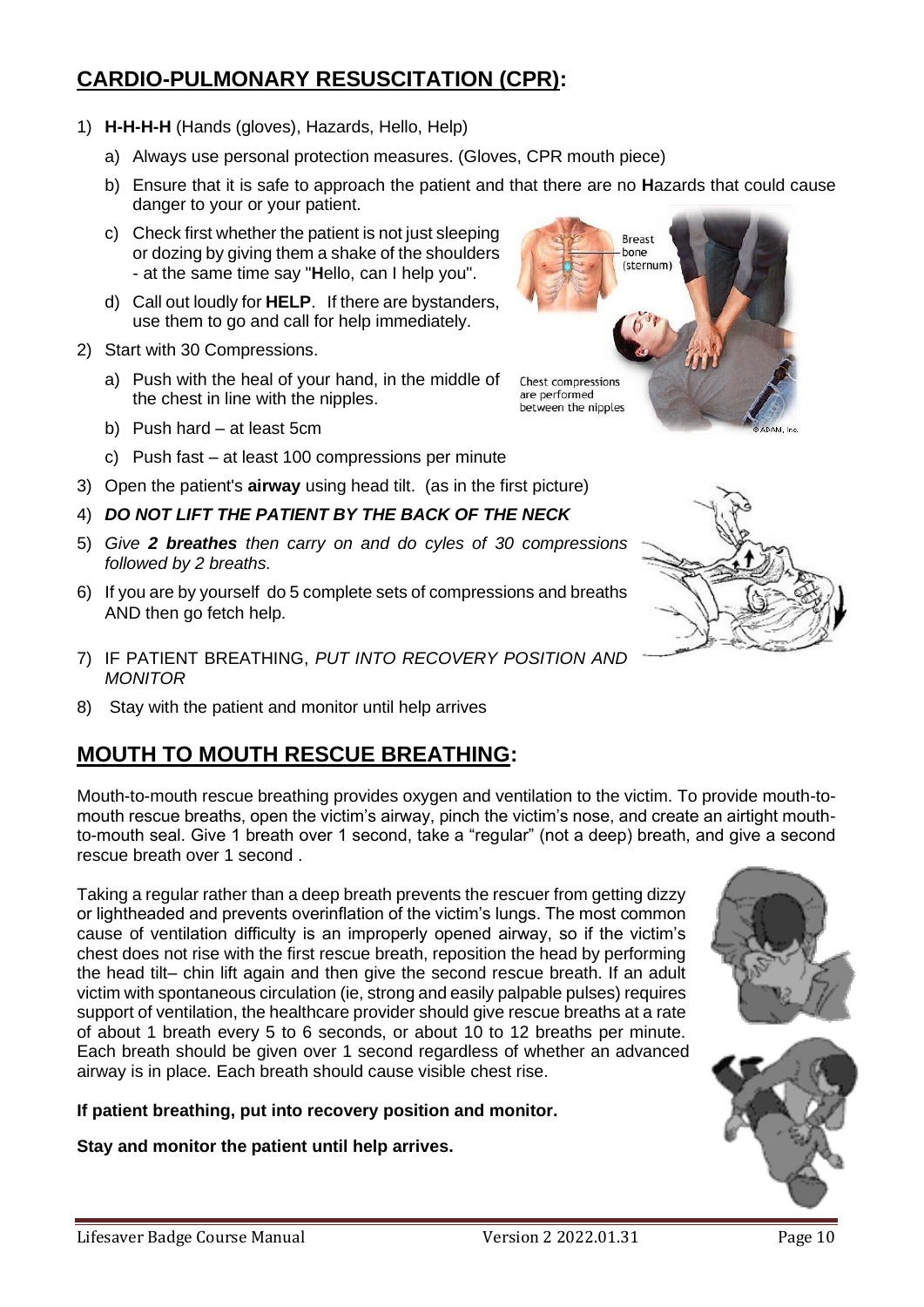## CARDIO-PULMONARY RESUSCITATION (CPR):

1) **H-H-H-H** (Hands (gloves), Hazards, Hello, Help)
    a) Always use personal protection measures. (Gloves, CPR mouth piece)
    b) Ensure that it is safe to approach the patient and that there are no **H**azards that could cause danger to your or your patient.
    c) Check first whether the patient is not just sleeping or dozing by giving them a shake of the shoulders - at the same time say "**H**ello, can I help you".
    d) Call out loudly for **HELP**. If there are bystanders, use them to go and call for help immediately.
2) Start with 30 Compressions.
    a) Push with the heal of your hand, in the middle of the chest in line with the nipples.
    b) Push hard – at least 5cm
    c) Push fast – at least 100 compressions per minute
3) Open the patient's **airway** using head tilt. (as in the first picture)
4) ***DO NOT LIFT THE PATIENT BY THE BACK OF THE NECK***
5) *Give **2 breathes** then carry on and do cyles of 30 compressions followed by 2 breaths.*
6) If you are by yourself do 5 complete sets of compressions and breaths AND then go fetch help.
7) IF PATIENT BREATHING, *PUT INTO RECOVERY POSITION AND MONITOR*
8) Stay with the patient and monitor until help arrives

Breast bone (sternum)

Chest compressions are performed between the nipples

## MOUTH TO MOUTH RESCUE BREATHING:

Mouth-to-mouth rescue breathing provides oxygen and ventilation to the victim. To provide mouth-to-mouth rescue breaths, open the victim's airway, pinch the victim's nose, and create an airtight mouth-to-mouth seal. Give 1 breath over 1 second, take a "regular" (not a deep) breath, and give a second rescue breath over 1 second .

Taking a regular rather than a deep breath prevents the rescuer from getting dizzy or lightheaded and prevents overinflation of the victim's lungs. The most common cause of ventilation difficulty is an improperly opened airway, so if the victim's chest does not rise with the first rescue breath, reposition the head by performing the head tilt– chin lift again and then give the second rescue breath. If an adult victim with spontaneous circulation (ie, strong and easily palpable pulses) requires support of ventilation, the healthcare provider should give rescue breaths at a rate of about 1 breath every 5 to 6 seconds, or about 10 to 12 breaths per minute. Each breath should be given over 1 second regardless of whether an advanced airway is in place. Each breath should cause visible chest rise.

**If patient breathing, put into recovery position and monitor.**

**Stay and monitor the patient until help arrives.**